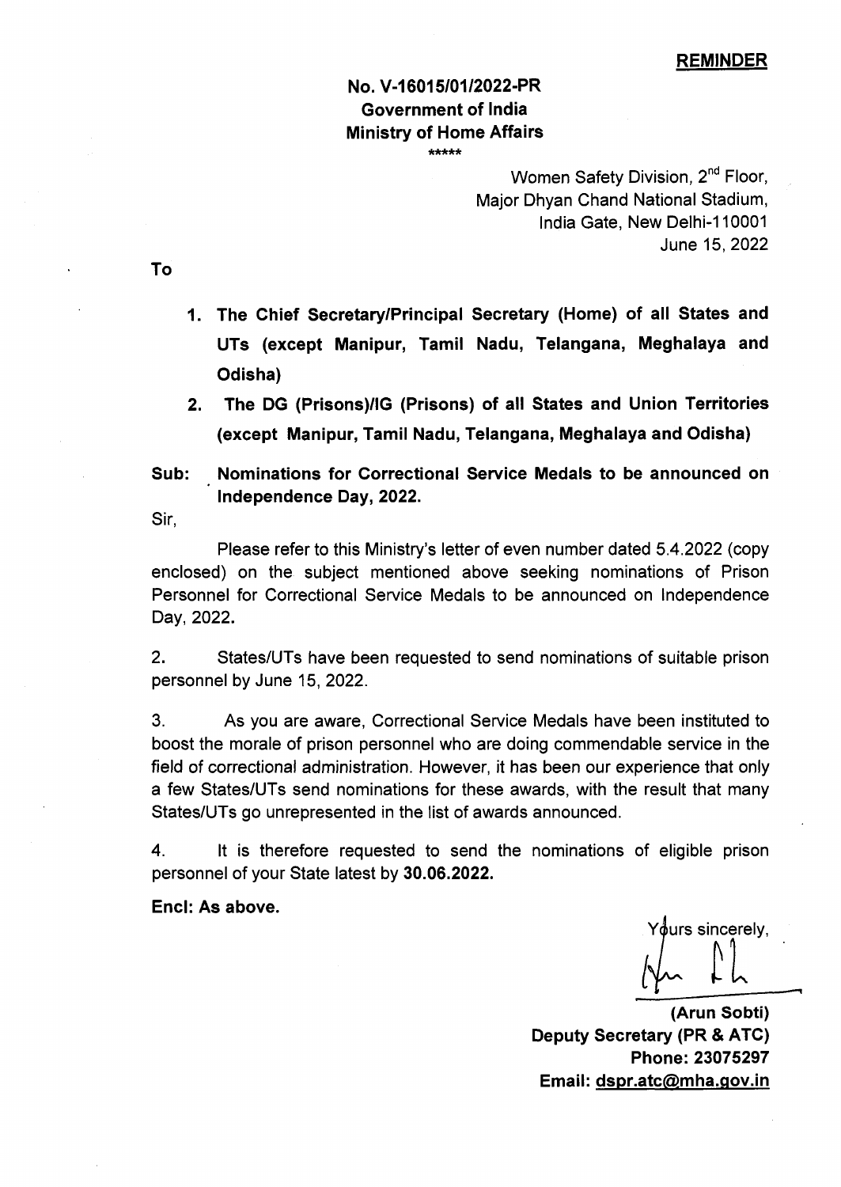**REMINDER**

**No. V-16015/01/2022-PR**
**Government of India**
**Ministry of Home Affairs**
*****

Women Safety Division, 2nd Floor,
Major Dhyan Chand National Stadium,
India Gate, New Delhi-110001
June 15, 2022

**To**

1. **The Chief Secretary/Principal Secretary (Home) of all States and UTs (except Manipur, Tamil Nadu, Telangana, Meghalaya and Odisha)**
2. **The DG (Prisons)/IG (Prisons) of all States and Union Territories (except Manipur, Tamil Nadu, Telangana, Meghalaya and Odisha)**

**Sub: Nominations for Correctional Service Medals to be announced on Independence Day, 2022.**

Sir,

Please refer to this Ministry's letter of even number dated 5.4.2022 (copy enclosed) on the subject mentioned above seeking nominations of Prison Personnel for Correctional Service Medals to be announced on Independence Day, 2022.

2. States/UTs have been requested to send nominations of suitable prison personnel by June 15, 2022.

3. As you are aware, Correctional Service Medals have been instituted to boost the morale of prison personnel who are doing commendable service in the field of correctional administration. However, it has been our experience that only a few States/UTs send nominations for these awards, with the result that many States/UTs go unrepresented in the list of awards announced.

4. It is therefore requested to send the nominations of eligible prison personnel of your State latest by **30.06.2022.**

**Encl: As above.**

Yours sincerely,

**(Arun Sobti)**
**Deputy Secretary (PR & ATC)**
**Phone: 23075297**
**Email: dspr.atc@mha.gov.in**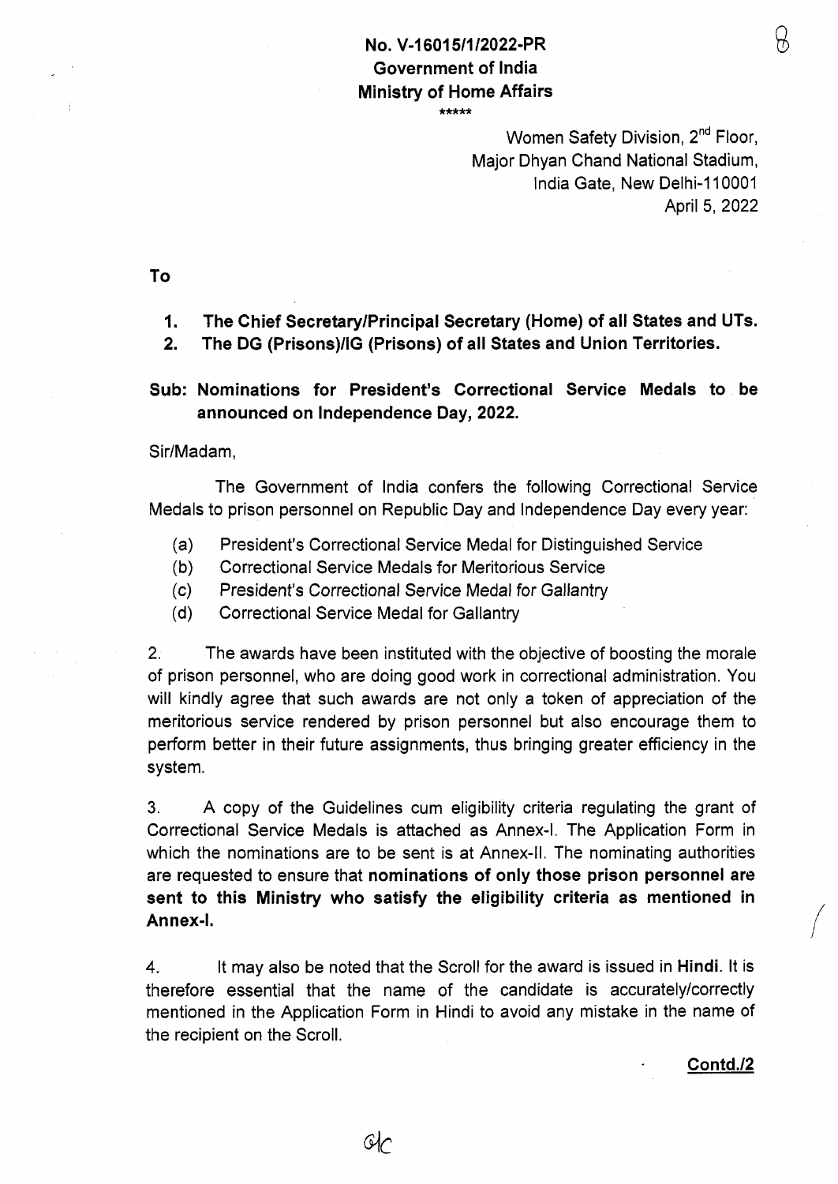**No. V-16015/1/2022-PR**
**Government of India**
**Ministry of Home Affairs**

\*\*\*\*\*

Women Safety Division, 2nd Floor,
Major Dhyan Chand National Stadium,
India Gate, New Delhi-110001
April 5, 2022

**To**

1. **The Chief Secretary/Principal Secretary (Home) of all States and UTs.**
2. **The DG (Prisons)/IG (Prisons) of all States and Union Territories.**

**Sub: Nominations for President's Correctional Service Medals to be announced on Independence Day, 2022.**

Sir/Madam,

The Government of India confers the following Correctional Service Medals to prison personnel on Republic Day and Independence Day every year:

(a) President's Correctional Service Medal for Distinguished Service
(b) Correctional Service Medals for Meritorious Service
(c) President's Correctional Service Medal for Gallantry
(d) Correctional Service Medal for Gallantry

2. The awards have been instituted with the objective of boosting the morale of prison personnel, who are doing good work in correctional administration. You will kindly agree that such awards are not only a token of appreciation of the meritorious service rendered by prison personnel but also encourage them to perform better in their future assignments, thus bringing greater efficiency in the system.

3. A copy of the Guidelines cum eligibility criteria regulating the grant of Correctional Service Medals is attached as Annex-I. The Application Form in which the nominations are to be sent is at Annex-II. The nominating authorities are requested to ensure that **nominations of only those prison personnel are sent to this Ministry who satisfy the eligibility criteria as mentioned in Annex-I.**

4. It may also be noted that the Scroll for the award is issued in **Hindi**. It is therefore essential that the name of the candidate is accurately/correctly mentioned in the Application Form in Hindi to avoid any mistake in the name of the recipient on the Scroll.

**Contd./2**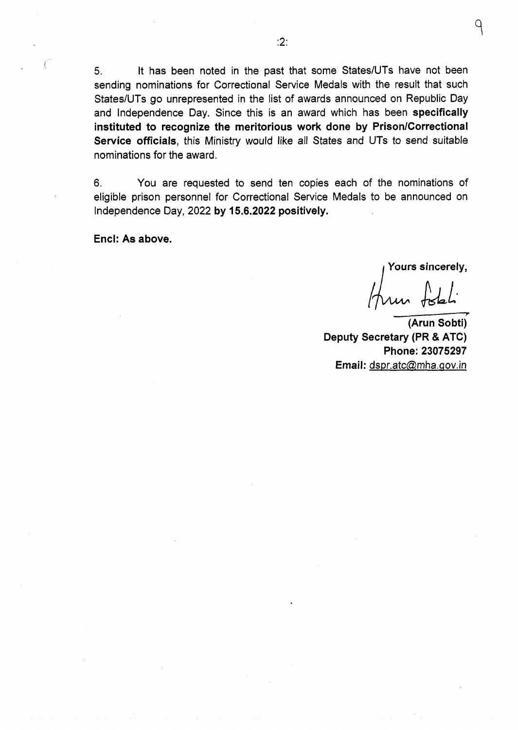5. It has been noted in the past that some States/UTs have not been sending nominations for Correctional Service Medals with the result that such States/UTs go unrepresented in the list of awards announced on Republic Day and Independence Day. Since this is an award which has been **specifically instituted to recognize the meritorious work done by Prison/Correctional Service officials**, this Ministry would like all States and UTs to send suitable nominations for the award.

6. You are requested to send ten copies each of the nominations of eligible prison personnel for Correctional Service Medals to be announced on Independence Day, 2022 **by 15.6.2022 positively.**

**Encl: As above.**

**Yours sincerely,**

**(Arun Sobti)**
**Deputy Secretary (PR & ATC)**
**Phone: 23075297**
**Email:** dspr.atc@mha.gov.in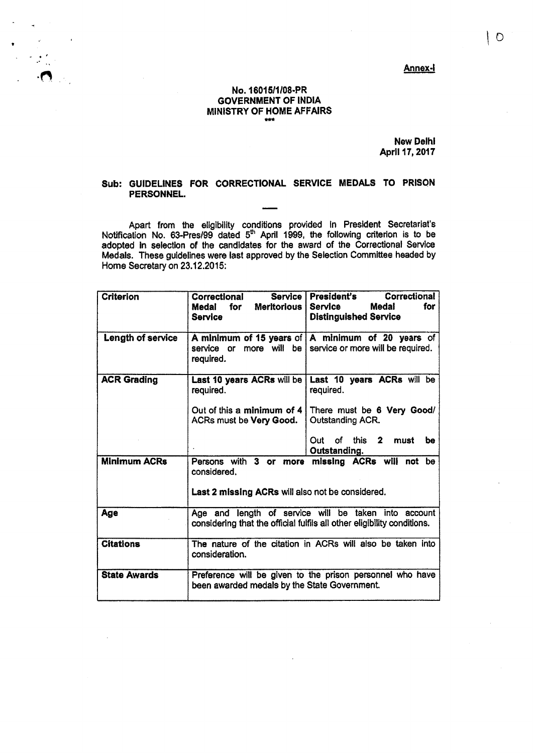**Annex-I**

**No. 16015/1/08-PR**
**GOVERNMENT OF INDIA**
**MINISTRY OF HOME AFFAIRS**
\*\*\*

**New Delhi**
**April 17, 2017**

**Sub: GUIDELINES FOR CORRECTIONAL SERVICE MEDALS TO PRISON PERSONNEL.**

Apart from the eligibility conditions provided in President Secretariat's Notification No. 63-Pres/99 dated 5th April 1999, the following criterion is to be adopted in selection of the candidates for the award of the Correctional Service Medals. These guidelines were last approved by the Selection Committee headed by Home Secretary on 23.12.2015:

| Criterion | Correctional Service Medal for Meritorious Service | President's Correctional Service Medal for Distinguished Service |
|---|---|---|
| **Length of service** | **A minimum of 15 years** of service or more will be required. | **A minimum of 20 years** of service or more will be required. |
| **ACR Grading** | **Last 10 years ACRs** will be required.<br><br>Out of this a **minimum of 4** ACRs must be **Very Good.** | **Last 10 years ACRs** will be required.<br><br>There must be **6 Very Good/** Outstanding ACR.<br><br>Out of this **2 must be Outstanding.** |
| **Minimum ACRs** | Persons with **3 or more missing ACRs will not** be considered.<br><br>**Last 2 missing ACRs** will also not be considered. | |
| **Age** | Age and length of service will be taken into account considering that the official fulfils all other eligibility conditions. | |
| **Citations** | The nature of the citation in ACRs will also be taken into consideration. | |
| **State Awards** | Preference will be given to the prison personnel who have been awarded medals by the State Government. | |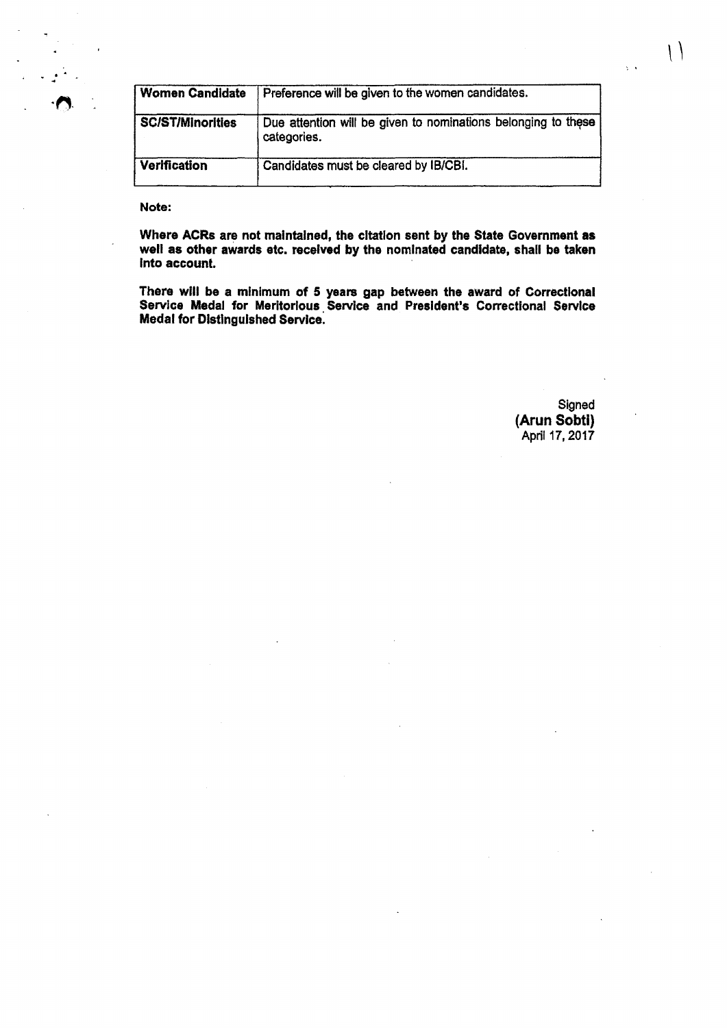| | |
|---|---|
| **Women Candidate** | Preference will be given to the women candidates. |
| **SC/ST/Minorities** | Due attention will be given to nominations belonging to these categories. |
| **Verification** | Candidates must be cleared by IB/CBI. |

**Note:**

**Where ACRs are not maintained, the citation sent by the State Government as well as other awards etc. received by the nominated candidate, shall be taken into account.**

**There will be a minimum of 5 years gap between the award of Correctional Service Medal for Meritorious Service and President's Correctional Service Medal for Distinguished Service.**

Signed
**(Arun Sobti)**
April 17, 2017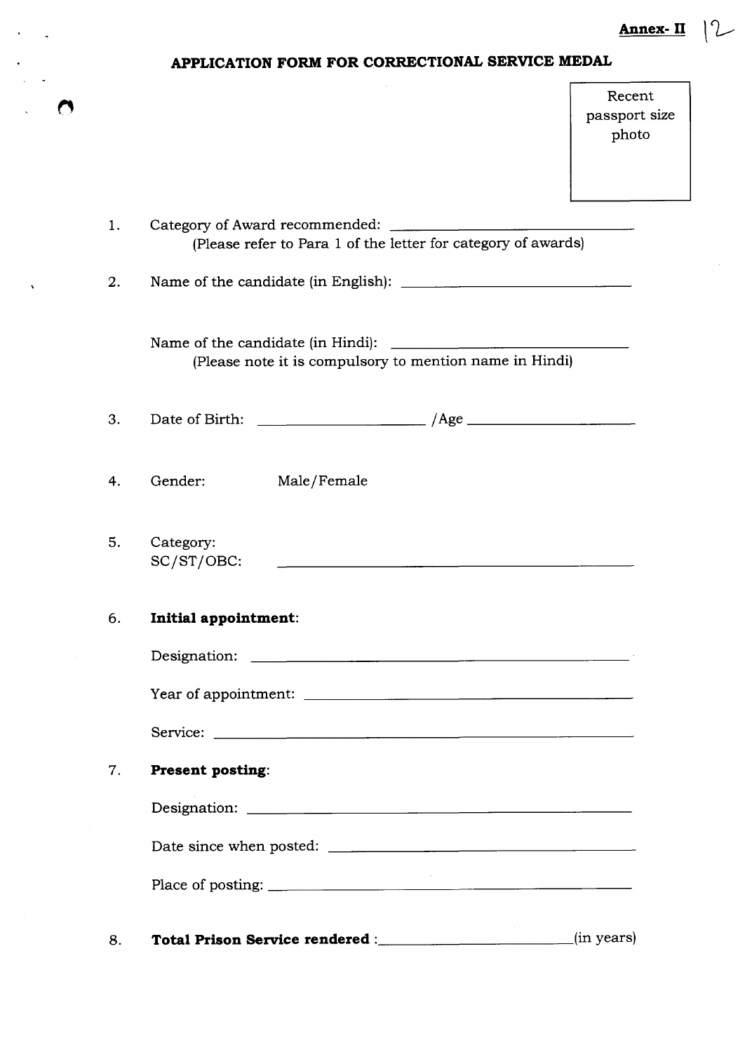**Annex- II**

## APPLICATION FORM FOR CORRECTIONAL SERVICE MEDAL

Recent passport size photo

1. Category of Award recommended: ______________________
   (Please refer to Para 1 of the letter for category of awards)

2. Name of the candidate (in English): ______________________

   Name of the candidate (in Hindi): ______________________
   (Please note it is compulsory to mention name in Hindi)

3. Date of Birth: ______________ /Age ______________

4. Gender: Male/Female

5. Category:
   SC/ST/OBC: ______________________

6. **Initial appointment**:

   Designation: ______________________

   Year of appointment: ______________________

   Service: ______________________

7. **Present posting**:

   Designation: ______________________

   Date since when posted: ______________________

   Place of posting: ______________________

8. **Total Prison Service rendered** :______________(in years)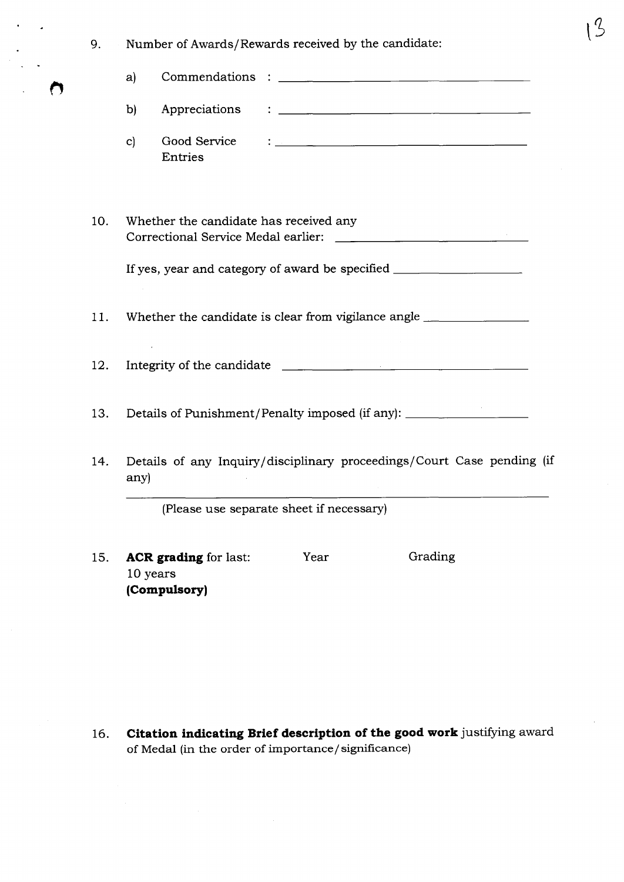9. Number of Awards/Rewards received by the candidate:

   a) Commendations : ____________________

   b) Appreciations : ____________________

   c) Good Service Entries : ____________________

10. Whether the candidate has received any Correctional Service Medal earlier: ____________________

    If yes, year and category of award be specified ____________________

11. Whether the candidate is clear from vigilance angle ____________________

12. Integrity of the candidate ____________________

13. Details of Punishment/Penalty imposed (if any): ____________________

14. Details of any Inquiry/disciplinary proceedings/Court Case pending (if any)

    ____________________

    (Please use separate sheet if necessary)

15. **ACR grading** for last: 10 years **(Compulsory)**      Year      Grading

16. **Citation indicating Brief description of the good work** justifying award of Medal (in the order of importance/significance)